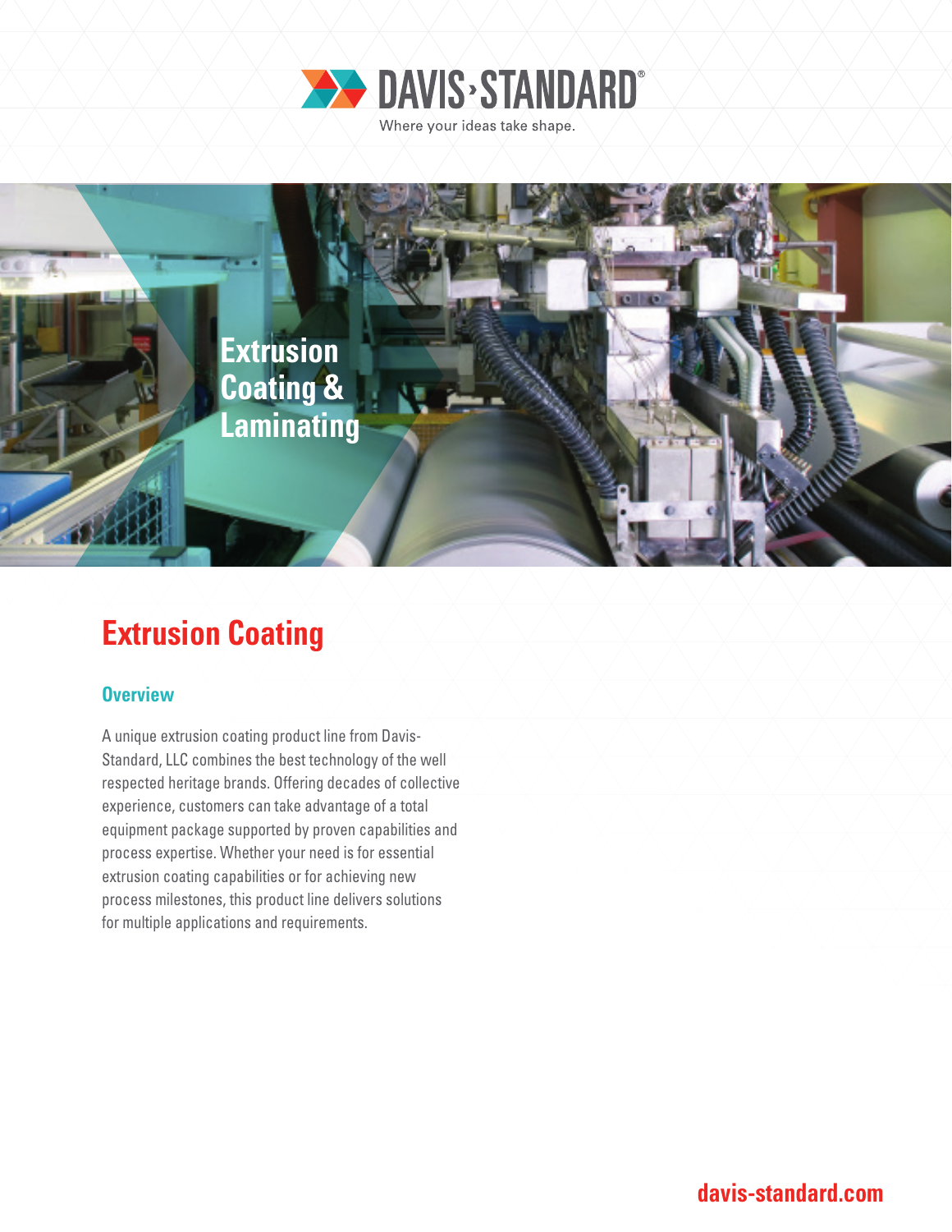DAVIS›STANDARD®

Where your ideas take shape.

Extrusion Coating & Laminating

# Extrusion Coating

## Overview

A unique extrusion coating product line from Davis-Standard, LLC combines the best technology of the well respected heritage brands. Offering decades of collective experience, customers can take advantage of a total equipment package supported by proven capabilities and process expertise. Whether your need is for essential extrusion coating capabilities or for achieving new process milestones, this product line delivers solutions for multiple applications and requirements.

davis-standard.com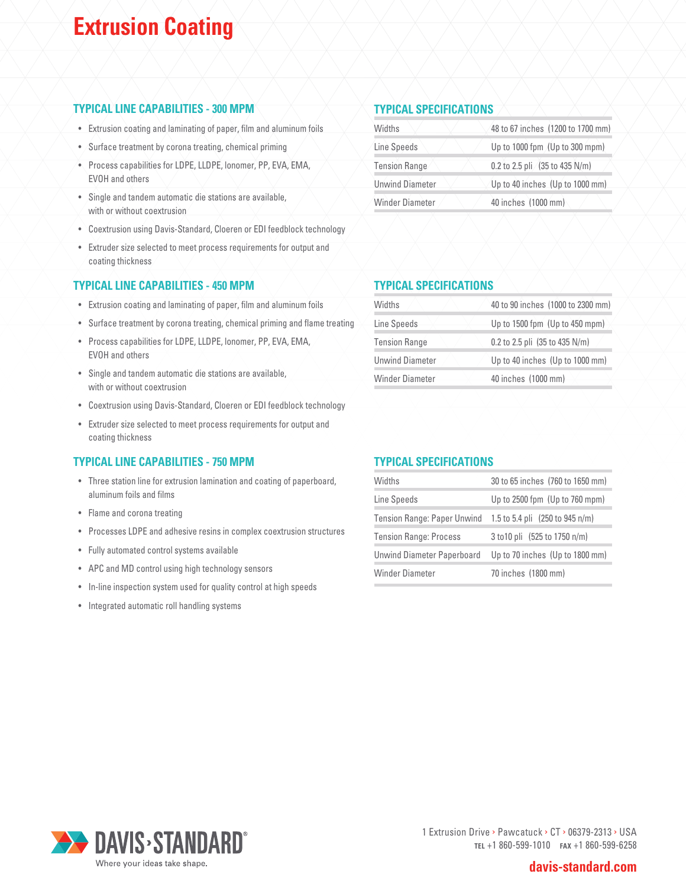# Extrusion Coating

## TYPICAL LINE CAPABILITIES - 300 MPM

- Extrusion coating and laminating of paper, film and aluminum foils
- Surface treatment by corona treating, chemical priming
- Process capabilities for LDPE, LLDPE, Ionomer, PP, EVA, EMA, EVOH and others
- Single and tandem automatic die stations are available, with or without coextrusion
- Coextrusion using Davis-Standard, Cloeren or EDI feedblock technology
- Extruder size selected to meet process requirements for output and coating thickness

## TYPICAL SPECIFICATIONS

| | |
|---|---|
| Widths | 48 to 67 inches (1200 to 1700 mm) |
| Line Speeds | Up to 1000 fpm (Up to 300 mpm) |
| Tension Range | 0.2 to 2.5 pli (35 to 435 N/m) |
| Unwind Diameter | Up to 40 inches (Up to 1000 mm) |
| Winder Diameter | 40 inches (1000 mm) |

## TYPICAL LINE CAPABILITIES - 450 MPM

- Extrusion coating and laminating of paper, film and aluminum foils
- Surface treatment by corona treating, chemical priming and flame treating
- Process capabilities for LDPE, LLDPE, Ionomer, PP, EVA, EMA, EVOH and others
- Single and tandem automatic die stations are available, with or without coextrusion
- Coextrusion using Davis-Standard, Cloeren or EDI feedblock technology
- Extruder size selected to meet process requirements for output and coating thickness

## TYPICAL SPECIFICATIONS

| | |
|---|---|
| Widths | 40 to 90 inches (1000 to 2300 mm) |
| Line Speeds | Up to 1500 fpm (Up to 450 mpm) |
| Tension Range | 0.2 to 2.5 pli (35 to 435 N/m) |
| Unwind Diameter | Up to 40 inches (Up to 1000 mm) |
| Winder Diameter | 40 inches (1000 mm) |

## TYPICAL LINE CAPABILITIES - 750 MPM

- Three station line for extrusion lamination and coating of paperboard, aluminum foils and films
- Flame and corona treating
- Processes LDPE and adhesive resins in complex coextrusion structures
- Fully automated control systems available
- APC and MD control using high technology sensors
- In-line inspection system used for quality control at high speeds
- Integrated automatic roll handling systems

## TYPICAL SPECIFICATIONS

| | |
|---|---|
| Widths | 30 to 65 inches (760 to 1650 mm) |
| Line Speeds | Up to 2500 fpm (Up to 760 mpm) |
| Tension Range: Paper Unwind | 1.5 to 5.4 pli (250 to 945 n/m) |
| Tension Range: Process | 3 to10 pli (525 to 1750 n/m) |
| Unwind Diameter Paperboard | Up to 70 inches (Up to 1800 mm) |
| Winder Diameter | 70 inches (1800 mm) |

DAVIS-STANDARD®
Where your ideas take shape.

1 Extrusion Drive › Pawcatuck › CT › 06379-2313 › USA
TEL +1 860-599-1010 FAX +1 860-599-6258

davis-standard.com